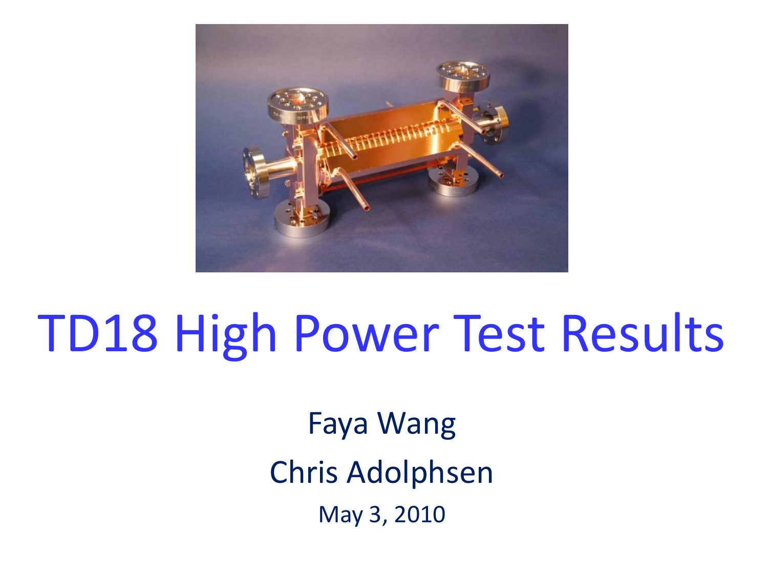# TD18 High Power Test Results

Faya Wang

Chris Adolphsen

May 3, 2010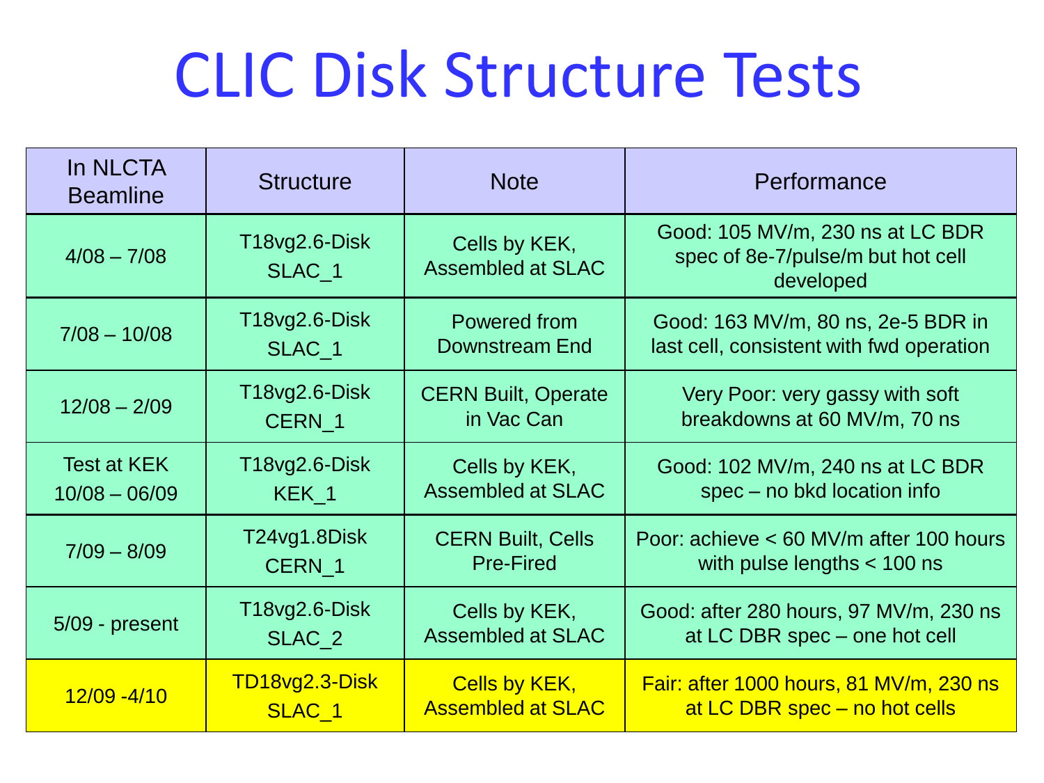# CLIC Disk Structure Tests

| In NLCTA Beamline | Structure | Note | Performance |
|---|---|---|---|
| 4/08 – 7/08 | T18vg2.6-Disk SLAC_1 | Cells by KEK, Assembled at SLAC | Good: 105 MV/m, 230 ns at LC BDR spec of 8e-7/pulse/m but hot cell developed |
| 7/08 – 10/08 | T18vg2.6-Disk SLAC_1 | Powered from Downstream End | Good: 163 MV/m, 80 ns, 2e-5 BDR in last cell, consistent with fwd operation |
| 12/08 – 2/09 | T18vg2.6-Disk CERN_1 | CERN Built, Operate in Vac Can | Very Poor: very gassy with soft breakdowns at 60 MV/m, 70 ns |
| Test at KEK 10/08 – 06/09 | T18vg2.6-Disk KEK_1 | Cells by KEK, Assembled at SLAC | Good: 102 MV/m, 240 ns at LC BDR spec – no bkd location info |
| 7/09 – 8/09 | T24vg1.8Disk CERN_1 | CERN Built, Cells Pre-Fired | Poor: achieve < 60 MV/m after 100 hours with pulse lengths < 100 ns |
| 5/09 - present | T18vg2.6-Disk SLAC_2 | Cells by KEK, Assembled at SLAC | Good: after 280 hours, 97 MV/m, 230 ns at LC DBR spec – one hot cell |
| 12/09 -4/10 | TD18vg2.3-Disk SLAC_1 | Cells by KEK, Assembled at SLAC | Fair: after 1000 hours, 81 MV/m, 230 ns at LC DBR spec – no hot cells |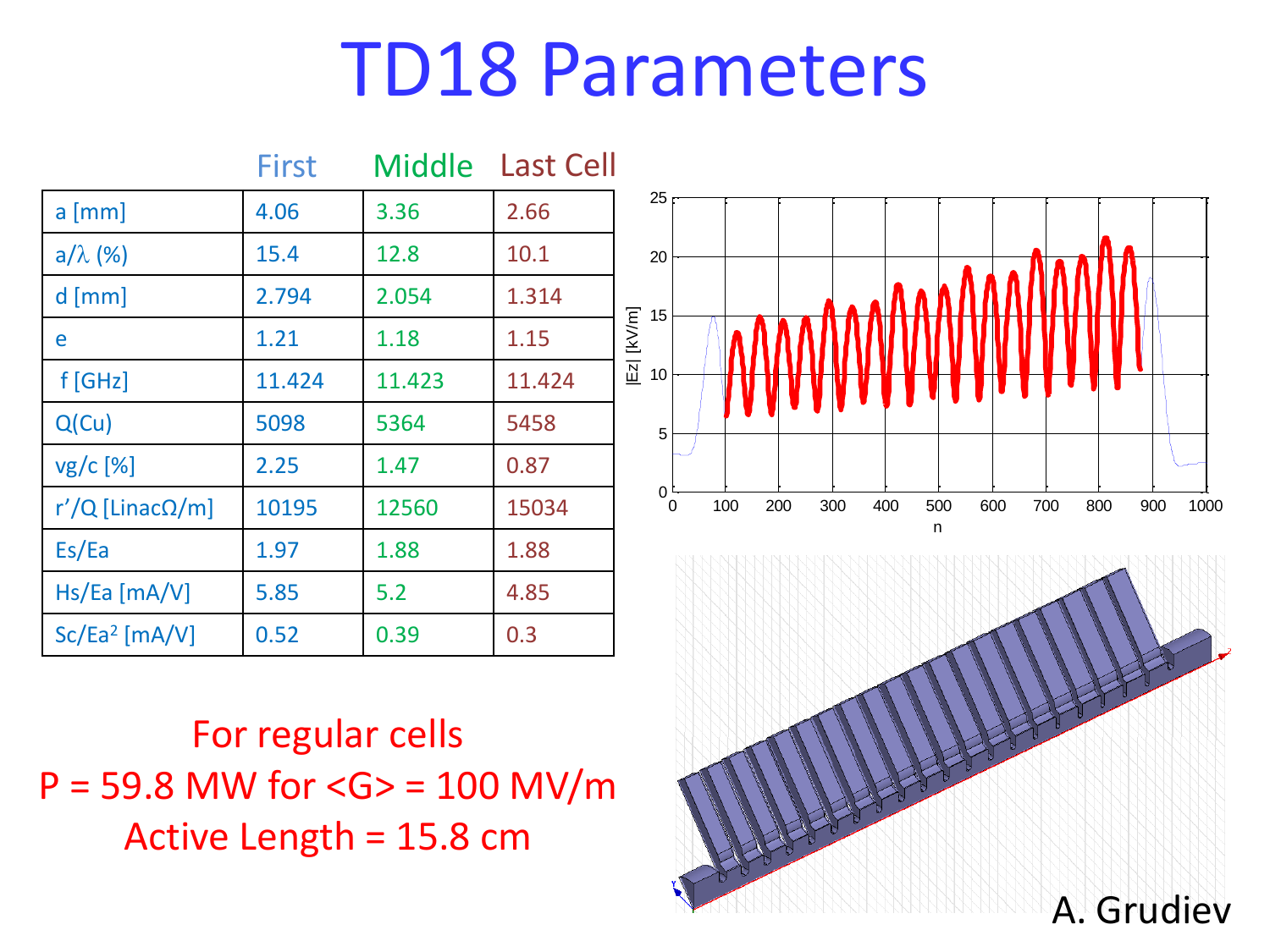# TD18 Parameters

|  | First | Middle | Last Cell |
|---|---|---|---|
| a [mm] | 4.06 | 3.36 | 2.66 |
| $a/\lambda$ (%) | 15.4 | 12.8 | 10.1 |
| d [mm] | 2.794 | 2.054 | 1.314 |
| e | 1.21 | 1.18 | 1.15 |
| f [GHz] | 11.424 | 11.423 | 11.424 |
| Q(Cu) | 5098 | 5364 | 5458 |
| $v_g/c$ [%] | 2.25 | 1.47 | 0.87 |
| r'/Q [LinacΩ/m] | 10195 | 12560 | 15034 |
| $E_s/E_a$ | 1.97 | 1.88 | 1.88 |
| $H_s/E_a$ [mA/V] | 5.85 | 5.2 | 4.85 |
| $S_c/E_a^2$ [mA/V] | 0.52 | 0.39 | 0.3 |

For regular cells

P = 59.8 MW for <G> = 100 MV/m

Active Length = 15.8 cm

A. Grudiev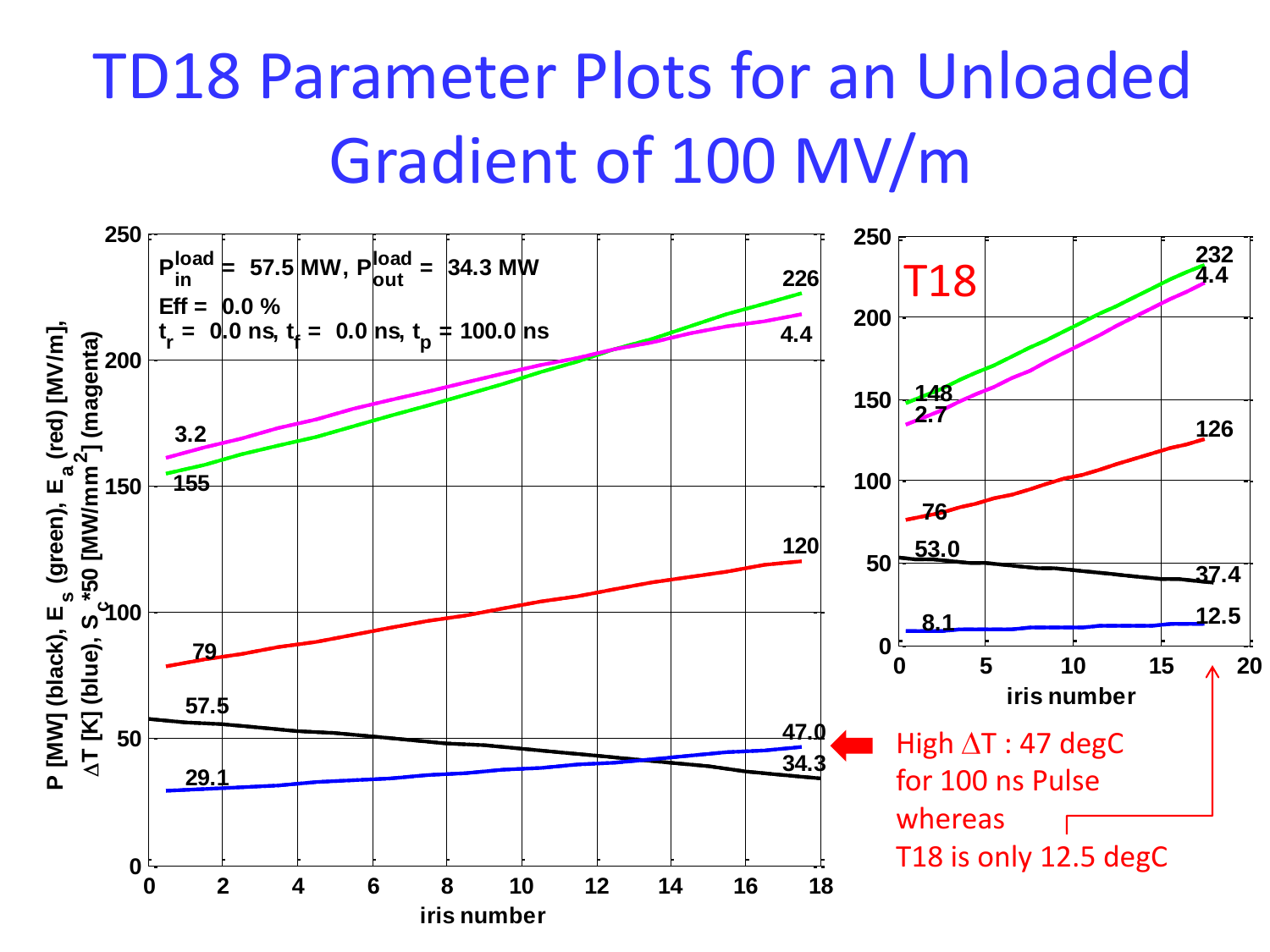# TD18 Parameter Plots for an Unloaded Gradient of 100 MV/m

$P_{in}^{load}$ = 57.5 MW, $P_{out}^{load}$ = 34.3 MW

Eff = 0.0 %

$t_r$ = 0.0 ns, $t_f$ = 0.0 ns, $t_p$ = 100.0 ns

P [MW] (black), $E_s$ (green), $E_a$ (red) [MV/m], $\Delta T$ [K] (blue), $S_c$*50 [MW/mm$^2$] (magenta)

iris number

T18

iris number

High $\Delta T$ : 47 degC for 100 ns Pulse whereas T18 is only 12.5 degC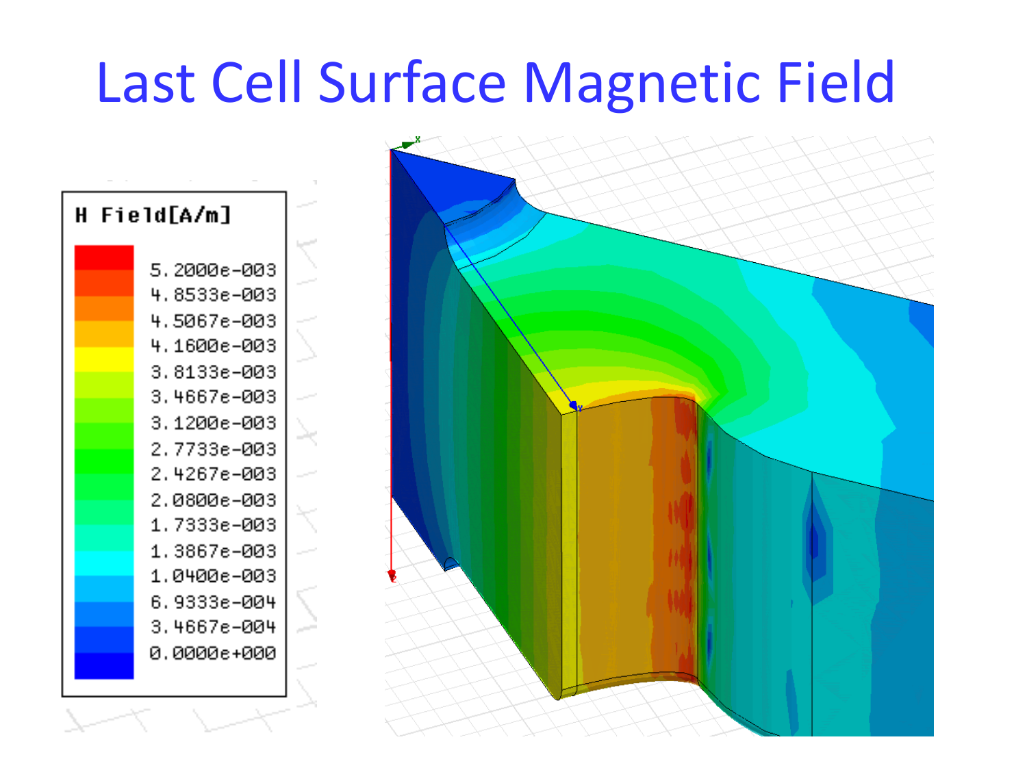# Last Cell Surface Magnetic Field

H Field[A/m]

5.2000e-003
4.8533e-003
4.5067e-003
4.1600e-003
3.8133e-003
3.4667e-003
3.1200e-003
2.7733e-003
2.4267e-003
2.0800e-003
1.7333e-003
1.3867e-003
1.0400e-003
6.9333e-004
3.4667e-004
0.0000e+000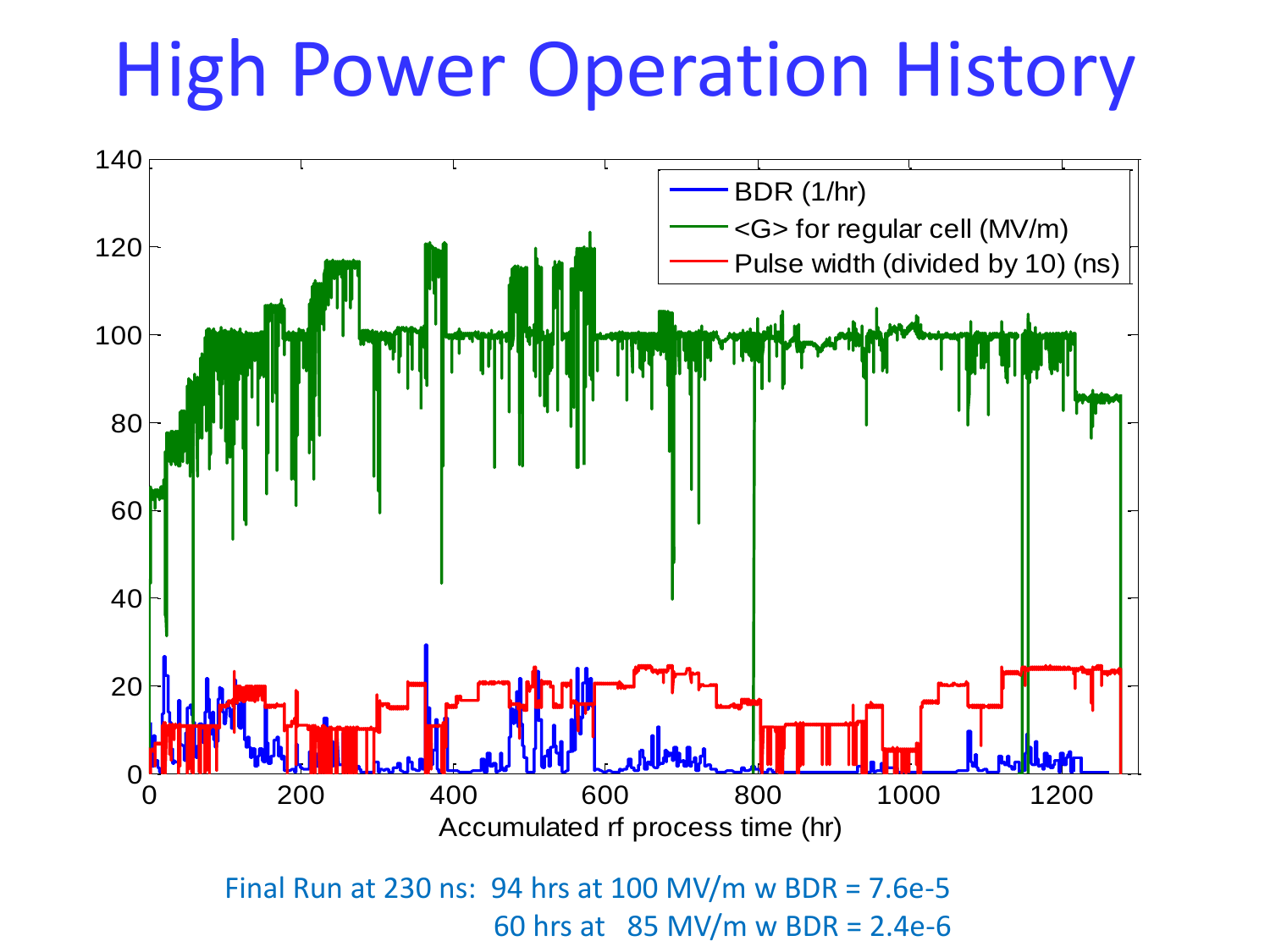# High Power Operation History

Final Run at 230 ns: 94 hrs at 100 MV/m w BDR = 7.6e-5

60 hrs at 85 MV/m w BDR = 2.4e-6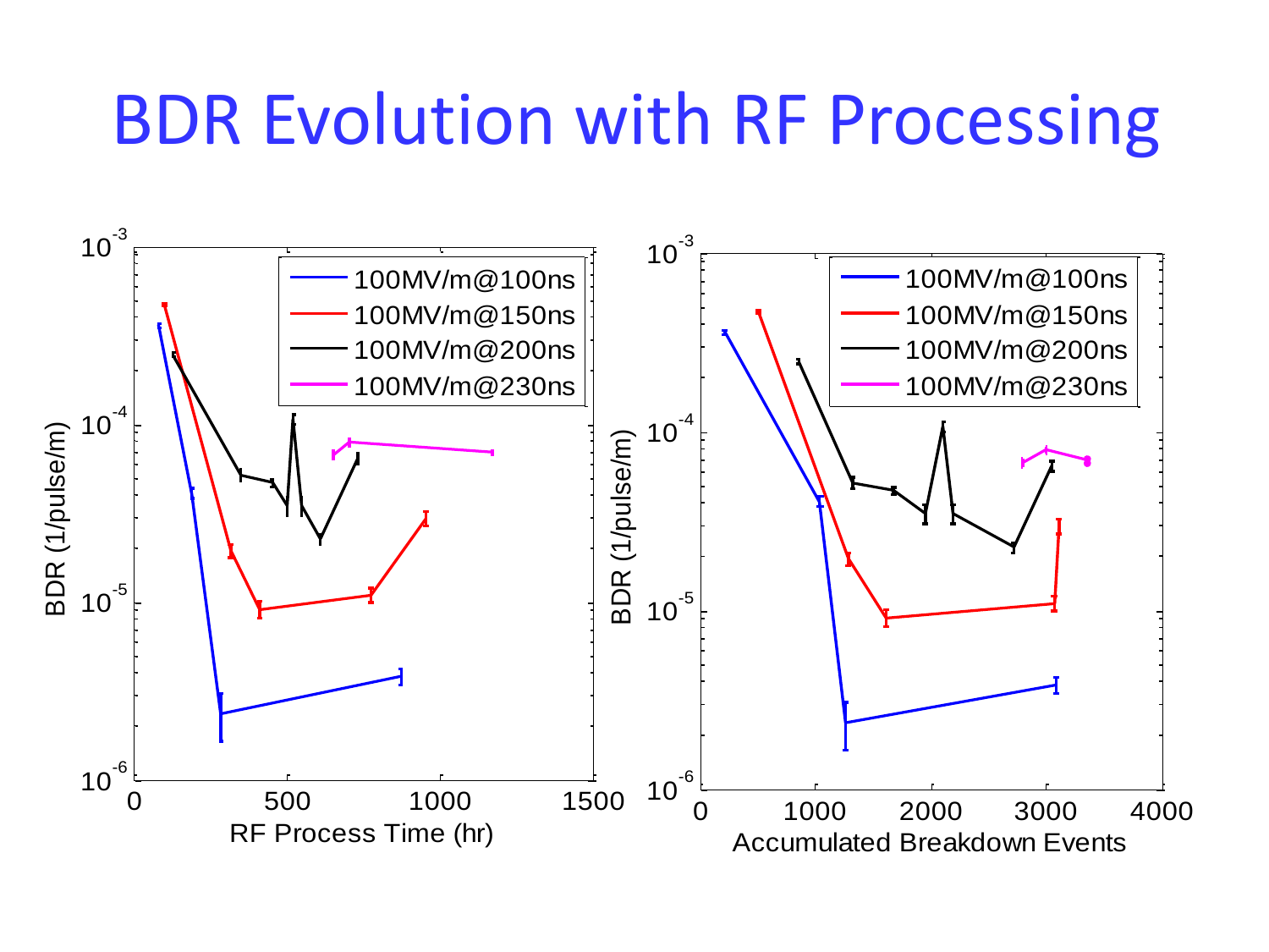# BDR Evolution with RF Processing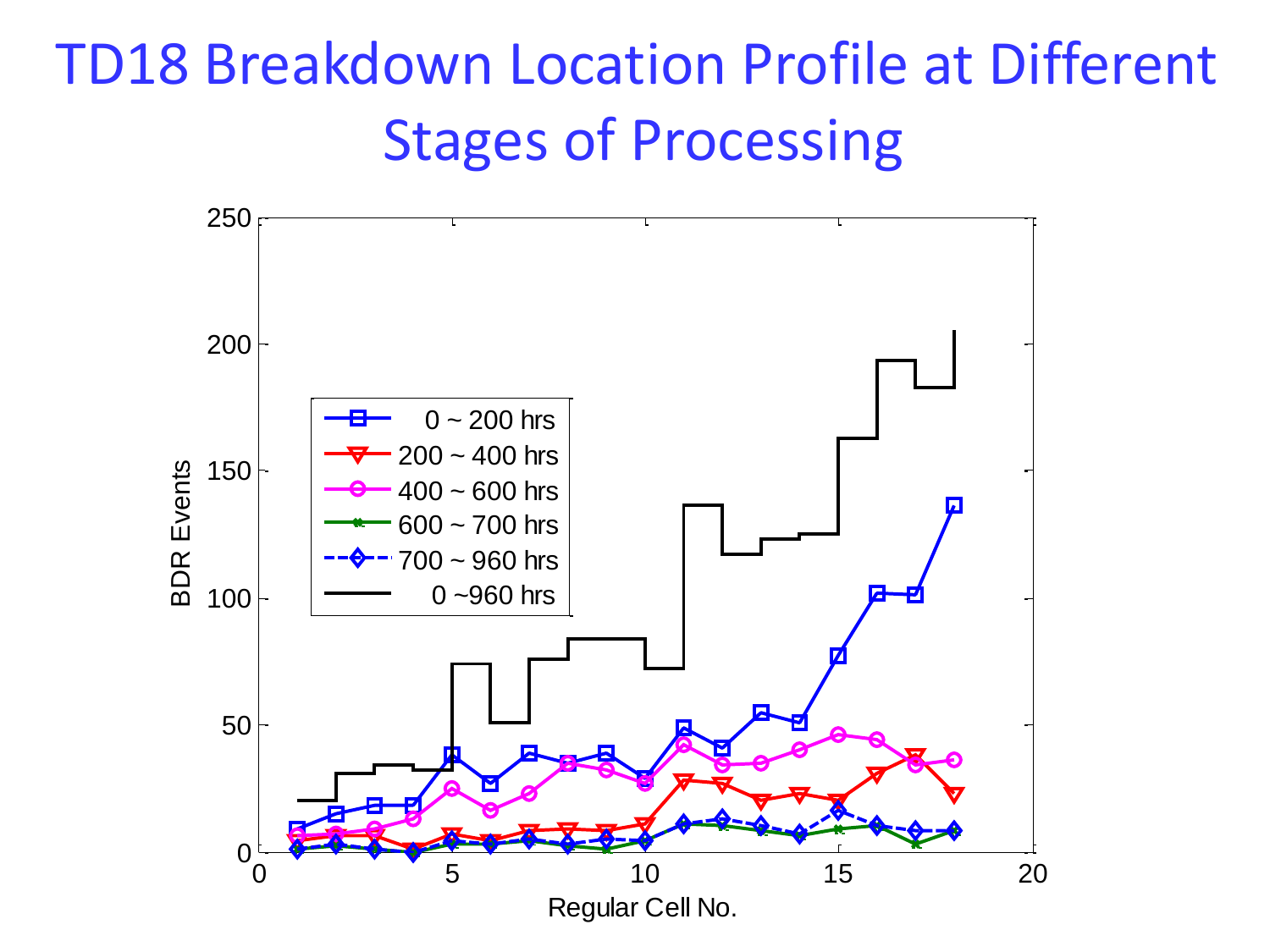# TD18 Breakdown Location Profile at Different Stages of Processing

BDR Events

Regular Cell No.

- 0 ~ 200 hrs
- 200 ~ 400 hrs
- 400 ~ 600 hrs
- 600 ~ 700 hrs
- 700 ~ 960 hrs
- 0 ~960 hrs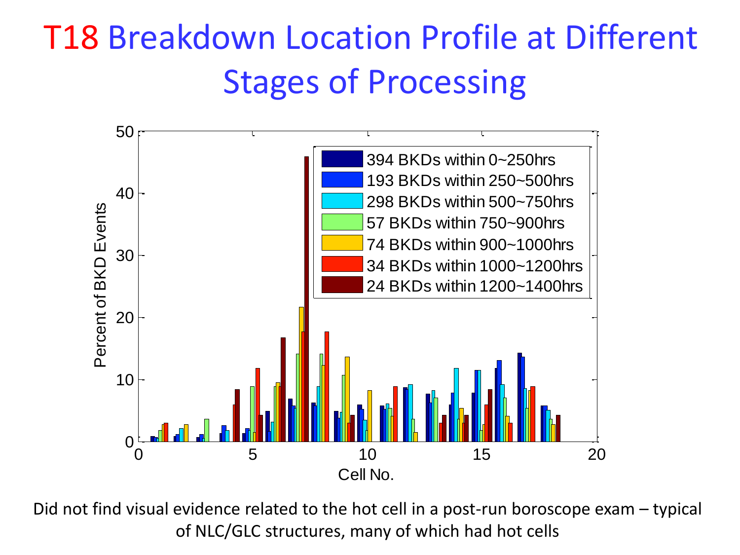# T18 Breakdown Location Profile at Different Stages of Processing

Did not find visual evidence related to the hot cell in a post-run boroscope exam – typical of NLC/GLC structures, many of which had hot cells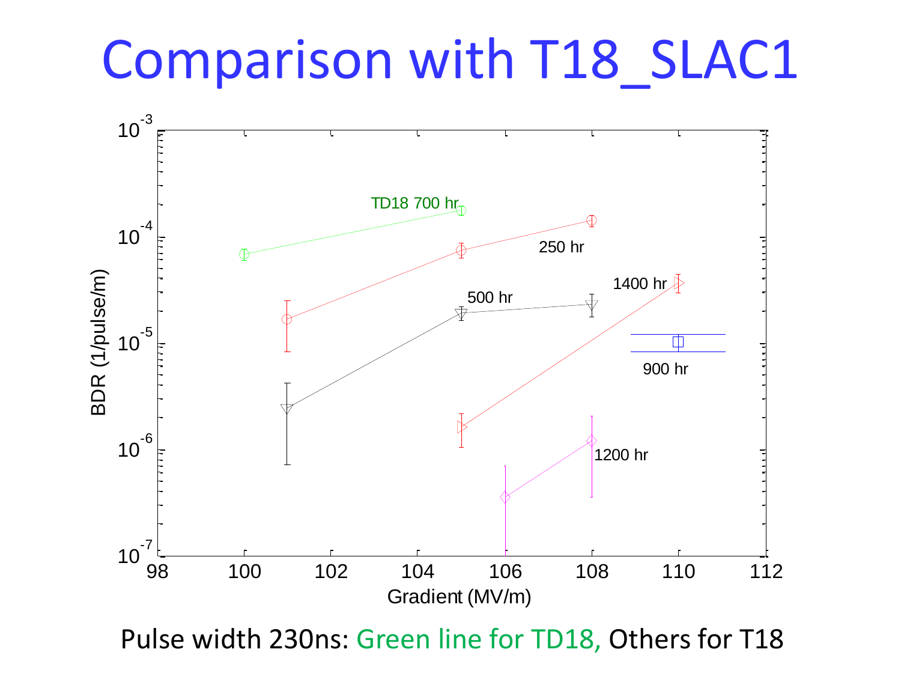# Comparison with T18_SLAC1

TD18 700 hr

250 hr

1400 hr

500 hr

900 hr

1200 hr

BDR (1/pulse/m)

Gradient (MV/m)

Pulse width 230ns: Green line for TD18, Others for T18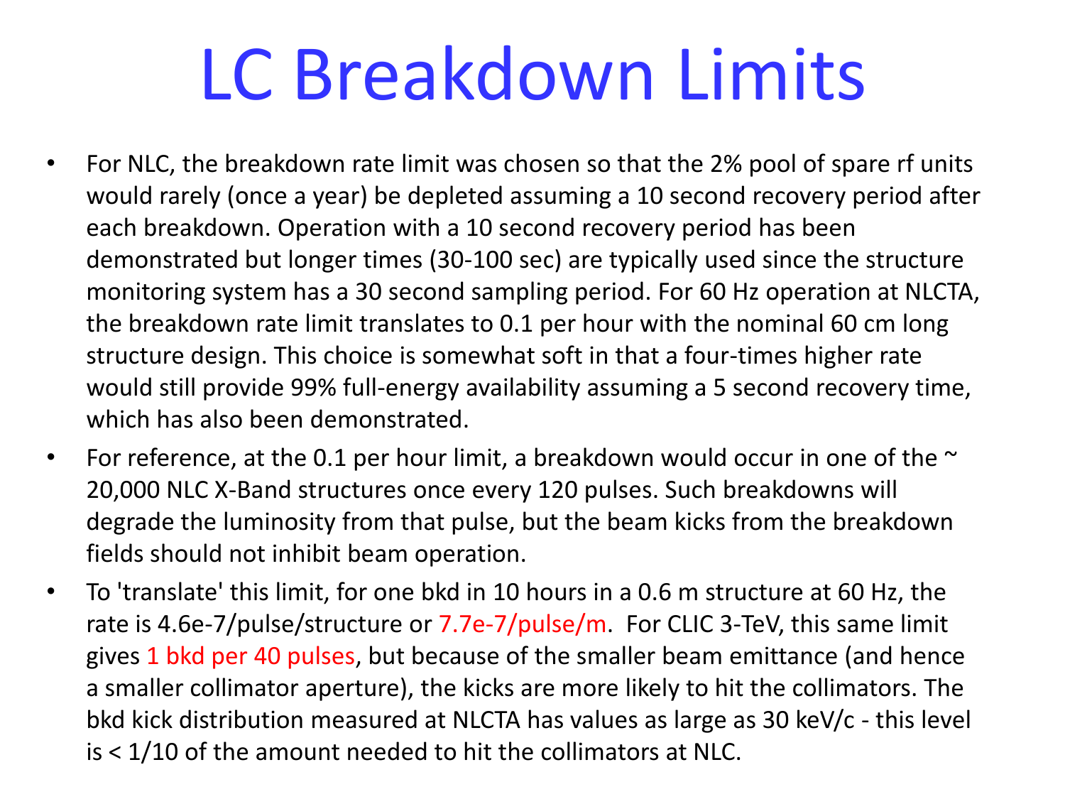# LC Breakdown Limits

- For NLC, the breakdown rate limit was chosen so that the 2% pool of spare rf units would rarely (once a year) be depleted assuming a 10 second recovery period after each breakdown. Operation with a 10 second recovery period has been demonstrated but longer times (30-100 sec) are typically used since the structure monitoring system has a 30 second sampling period. For 60 Hz operation at NLCTA, the breakdown rate limit translates to 0.1 per hour with the nominal 60 cm long structure design. This choice is somewhat soft in that a four-times higher rate would still provide 99% full-energy availability assuming a 5 second recovery time, which has also been demonstrated.
- For reference, at the 0.1 per hour limit, a breakdown would occur in one of the ~ 20,000 NLC X-Band structures once every 120 pulses. Such breakdowns will degrade the luminosity from that pulse, but the beam kicks from the breakdown fields should not inhibit beam operation.
- To 'translate' this limit, for one bkd in 10 hours in a 0.6 m structure at 60 Hz, the rate is 4.6e-7/pulse/structure or 7.7e-7/pulse/m. For CLIC 3-TeV, this same limit gives 1 bkd per 40 pulses, but because of the smaller beam emittance (and hence a smaller collimator aperture), the kicks are more likely to hit the collimators. The bkd kick distribution measured at NLCTA has values as large as 30 keV/c - this level is < 1/10 of the amount needed to hit the collimators at NLC.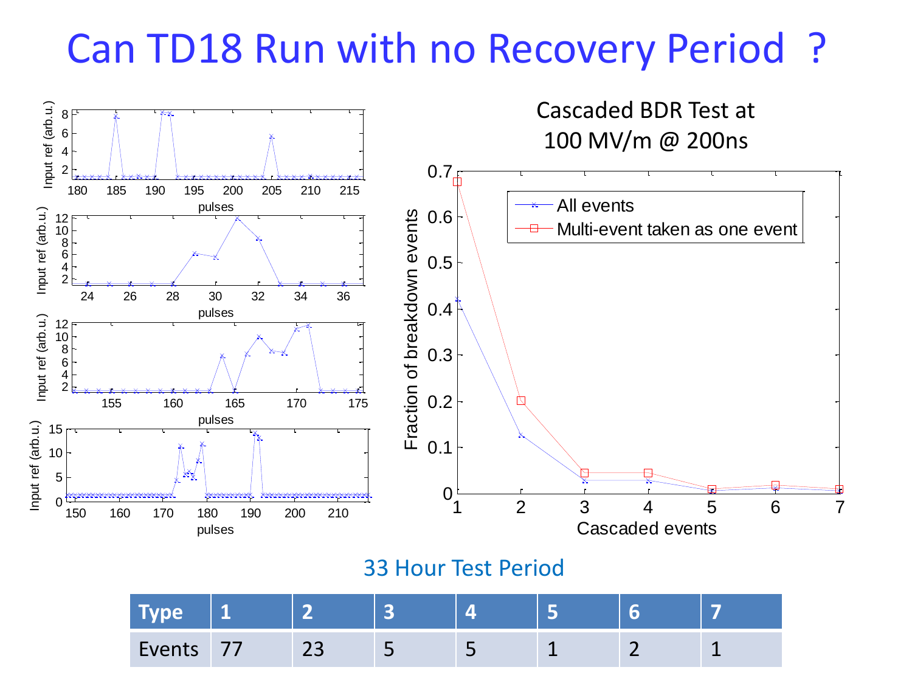# Can TD18 Run with no Recovery Period ?

Cascaded BDR Test at 100 MV/m @ 200ns

33 Hour Test Period

| Type | 1 | 2 | 3 | 4 | 5 | 6 | 7 |
|---|---|---|---|---|---|---|---|
| Events | 77 | 23 | 5 | 5 | 1 | 2 | 1 |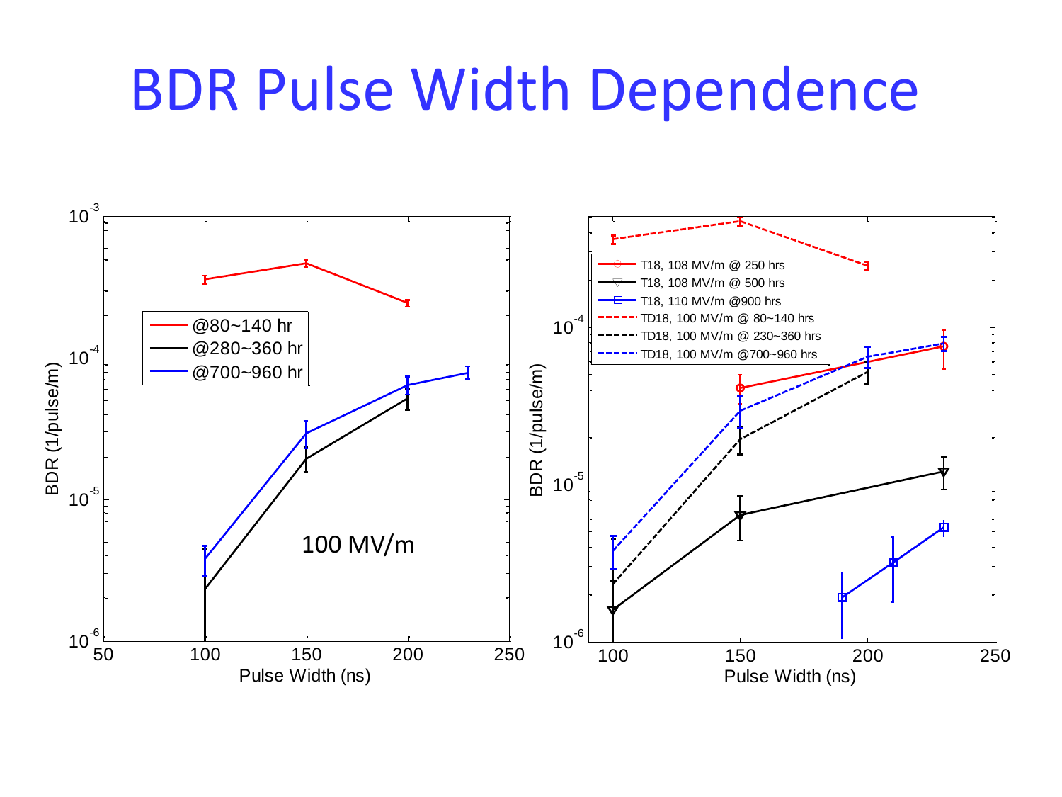# BDR Pulse Width Dependence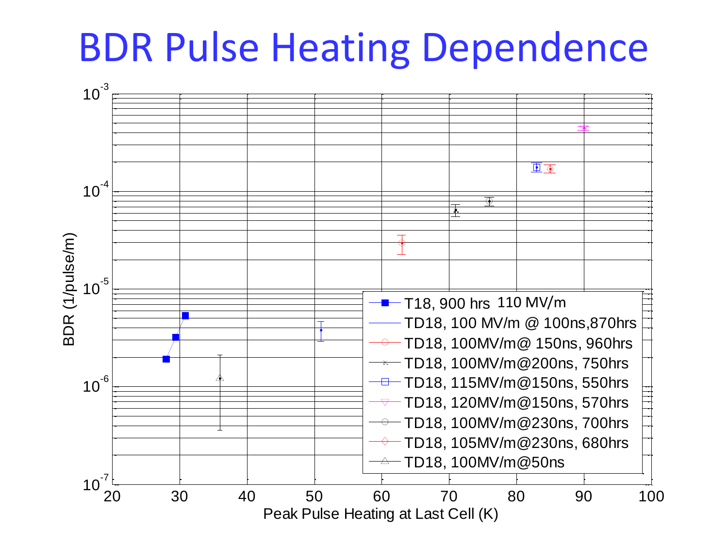# BDR Pulse Heating Dependence

BDR (1/pulse/m) vs. Peak Pulse Heating at Last Cell (K)

Y-axis: $10^{-7}$, $10^{-6}$, $10^{-5}$, $10^{-4}$, $10^{-3}$

X-axis: 20, 30, 40, 50, 60, 70, 80, 90, 100

Legend:
- T18, 900 hrs 110 MV/m
- TD18, 100 MV/m @ 100ns,870hrs
- TD18, 100MV/m@ 150ns, 960hrs
- TD18, 100MV/m@200ns, 750hrs
- TD18, 115MV/m@150ns, 550hrs
- TD18, 120MV/m@150ns, 570hrs
- TD18, 100MV/m@230ns, 700hrs
- TD18, 105MV/m@230ns, 680hrs
- TD18, 100MV/m@50ns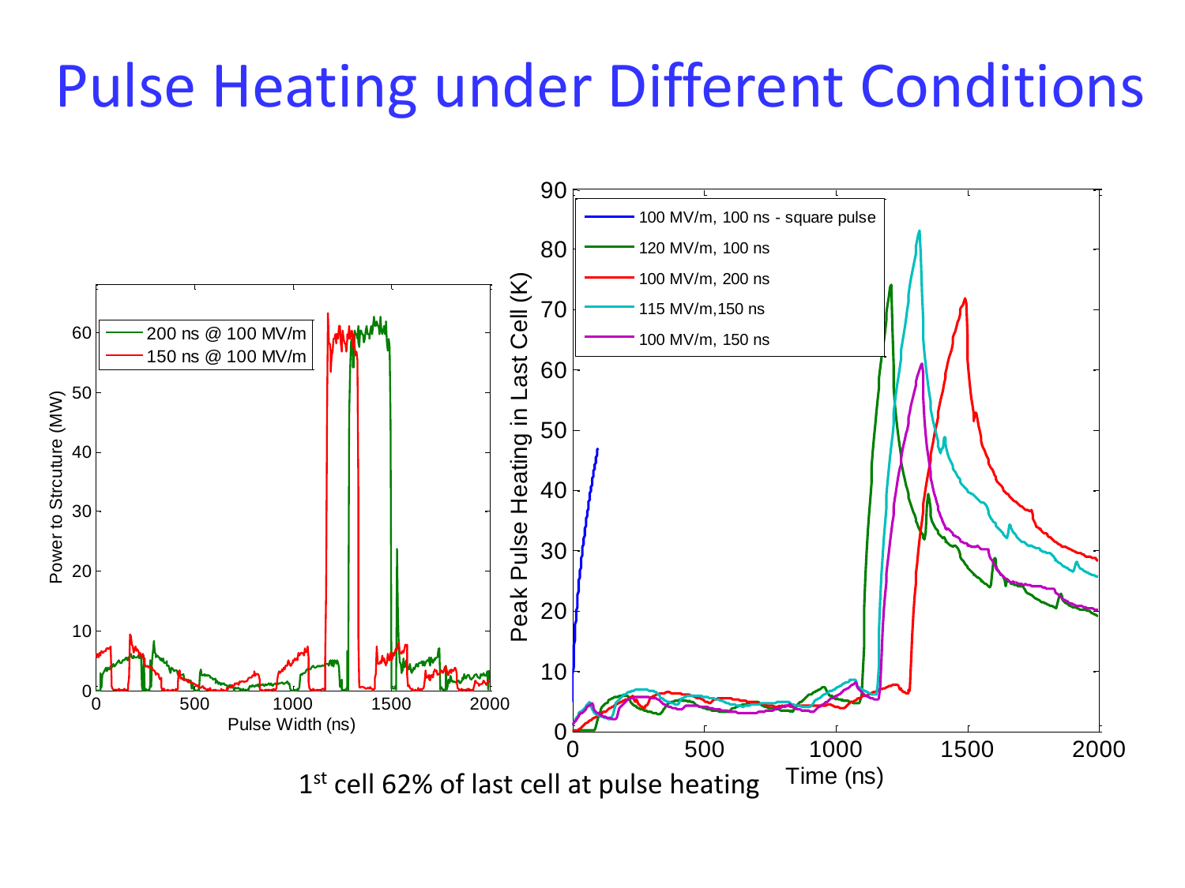# Pulse Heating under Different Conditions

1[st] cell 62% of last cell at pulse heating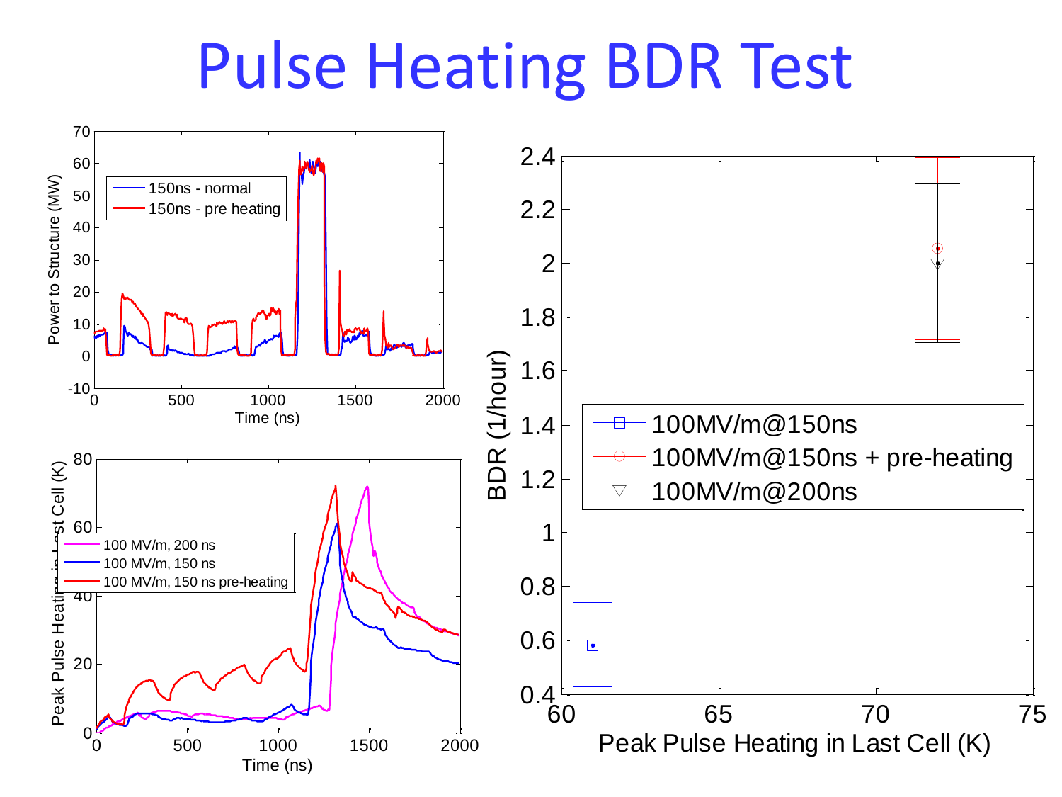# Pulse Heating BDR Test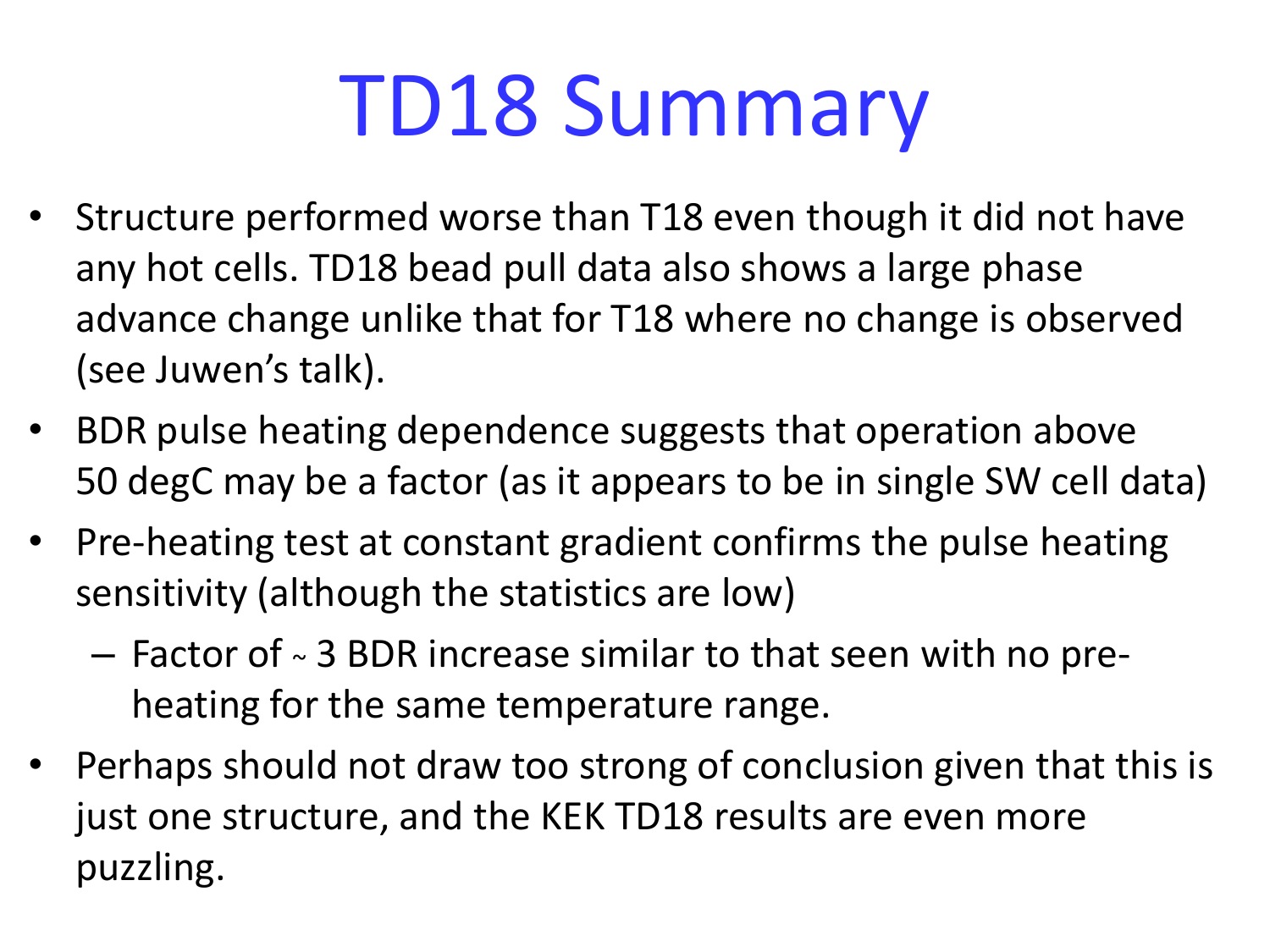# TD18 Summary

- Structure performed worse than T18 even though it did not have any hot cells. TD18 bead pull data also shows a large phase advance change unlike that for T18 where no change is observed (see Juwen's talk).
- BDR pulse heating dependence suggests that operation above 50 degC may be a factor (as it appears to be in single SW cell data)
- Pre-heating test at constant gradient confirms the pulse heating sensitivity (although the statistics are low)
  - Factor of ~ 3 BDR increase similar to that seen with no pre-heating for the same temperature range.
- Perhaps should not draw too strong of conclusion given that this is just one structure, and the KEK TD18 results are even more puzzling.